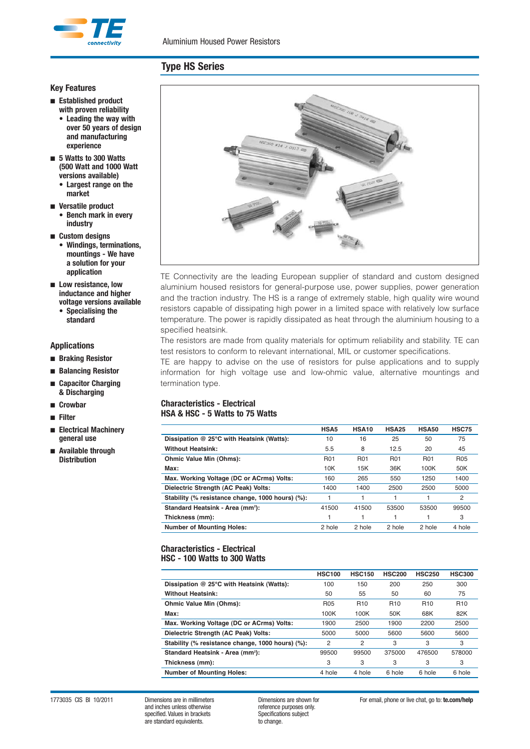Aluminium Housed Power Resistors

## Type HS Series

### Key Features

- **Established product with proven reliability**
  - **Leading the way with over 50 years of design and manufacturing experience**
- **5 Watts to 300 Watts (500 Watt and 1000 Watt versions available)**
  - **Largest range on the market**
- **Versatile product**
  - **Bench mark in every industry**
- **Custom designs**
  - **Windings, terminations, mountings - We have a solution for your application**
- **Low resistance, low inductance and higher voltage versions available**
  - **Specialising the standard**

### Applications

- **Braking Resistor**
- **Balancing Resistor**
- **Capacitor Charging & Discharging**
- **Crowbar**
- **Filter**
- **Electrical Machinery general use**
- **Available through Distribution**

TE Connectivity are the leading European supplier of standard and custom designed aluminium housed resistors for general-purpose use, power supplies, power generation and the traction industry. The HS is a range of extremely stable, high quality wire wound resistors capable of dissipating high power in a limited space with relatively low surface temperature. The power is rapidly dissipated as heat through the aluminium housing to a specified heatsink.

The resistors are made from quality materials for optimum reliability and stability. TE can test resistors to conform to relevant international, MIL or customer specifications.

TE are happy to advise on the use of resistors for pulse applications and to supply information for high voltage use and low-ohmic value, alternative mountings and termination type.

### Characteristics - Electrical
### HSA & HSC - 5 Watts to 75 Watts

| | HSA5 | HSA10 | HSA25 | HSA50 | HSC75 |
|---|---|---|---|---|---|
| **Dissipation @ 25°C with Heatsink (Watts):** | 10 | 16 | 25 | 50 | 75 |
| **Without Heatsink:** | 5.5 | 8 | 12.5 | 20 | 45 |
| **Ohmic Value Min (Ohms):** | R01 | R01 | R01 | R01 | R05 |
| **Max:** | 10K | 15K | 36K | 100K | 50K |
| **Max. Working Voltage (DC or ACrms) Volts:** | 160 | 265 | 550 | 1250 | 1400 |
| **Dielectric Strength (AC Peak) Volts:** | 1400 | 1400 | 2500 | 2500 | 5000 |
| **Stability (% resistance change, 1000 hours) (%):** | 1 | 1 | 1 | 1 | 2 |
| **Standard Heatsink - Area (mm²):** | 41500 | 41500 | 53500 | 53500 | 99500 |
| **Thickness (mm):** | 1 | 1 | 1 | 1 | 3 |
| **Number of Mounting Holes:** | 2 hole | 2 hole | 2 hole | 2 hole | 4 hole |

### Characteristics - Electrical
### HSC - 100 Watts to 300 Watts

| | HSC100 | HSC150 | HSC200 | HSC250 | HSC300 |
|---|---|---|---|---|---|
| **Dissipation @ 25°C with Heatsink (Watts):** | 100 | 150 | 200 | 250 | 300 |
| **Without Heatsink:** | 50 | 55 | 50 | 60 | 75 |
| **Ohmic Value Min (Ohms):** | R05 | R10 | R10 | R10 | R10 |
| **Max:** | 100K | 100K | 50K | 68K | 82K |
| **Max. Working Voltage (DC or ACrms) Volts:** | 1900 | 2500 | 1900 | 2200 | 2500 |
| **Dielectric Strength (AC Peak) Volts:** | 5000 | 5000 | 5600 | 5600 | 5600 |
| **Stability (% resistance change, 1000 hours) (%):** | 2 | 2 | 3 | 3 | 3 |
| **Standard Heatsink - Area (mm²):** | 99500 | 99500 | 375000 | 476500 | 578000 |
| **Thickness (mm):** | 3 | 3 | 3 | 3 | 3 |
| **Number of Mounting Holes:** | 4 hole | 4 hole | 6 hole | 6 hole | 6 hole |

1773035 CIS BI 10/2011

Dimensions are in millimeters and inches unless otherwise specified. Values in brackets are standard equivalents.

Dimensions are shown for reference purposes only. Specifications subject to change.

For email, phone or live chat, go to: **te.com/help**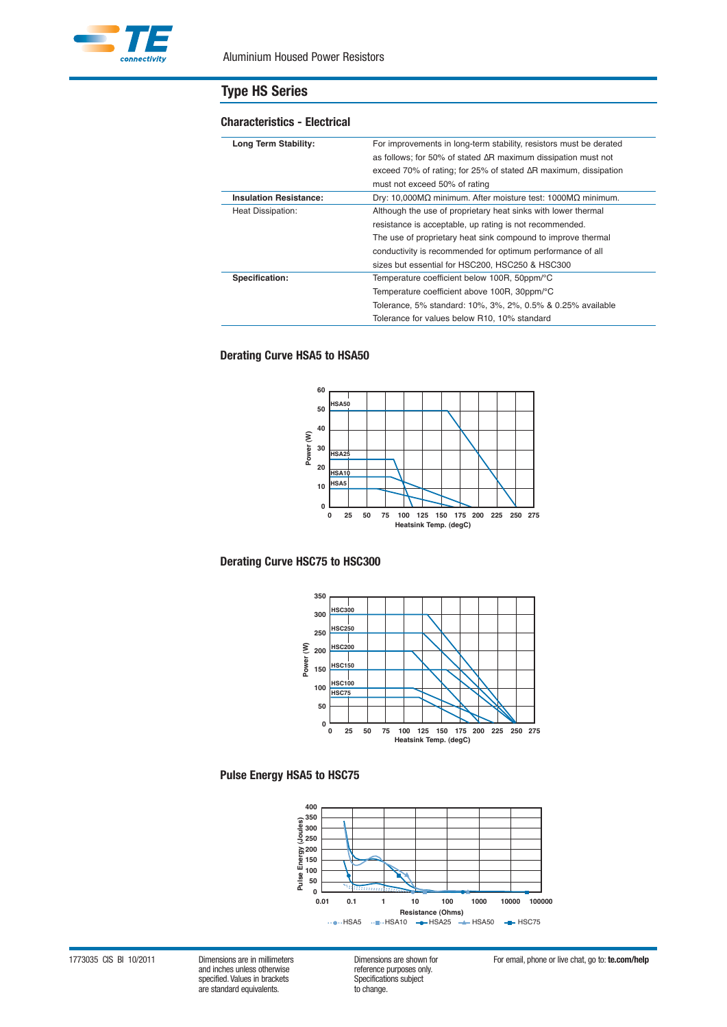Aluminium Housed Power Resistors

## Type HS Series

### Characteristics - Electrical

| | |
|---|---|
| **Long Term Stability:** | For improvements in long-term stability, resistors must be derated as follows; for 50% of stated ΔR maximum dissipation must not exceed 70% of rating; for 25% of stated ΔR maximum, dissipation must not exceed 50% of rating |
| **Insulation Resistance:** | Dry: 10,000MΩ minimum. After moisture test: 1000MΩ minimum. |
| Heat Dissipation: | Although the use of proprietary heat sinks with lower thermal resistance is acceptable, up rating is not recommended. The use of proprietary heat sink compound to improve thermal conductivity is recommended for optimum performance of all sizes but essential for HSC200, HSC250 & HSC300 |
| **Specification:** | Temperature coefficient below 100R, 50ppm/°C<br>Temperature coefficient above 100R, 30ppm/°C<br>Tolerance, 5% standard: 10%, 3%, 2%, 0.5% & 0.25% available<br>Tolerance for values below R10, 10% standard |

### Derating Curve HSA5 to HSA50

### Derating Curve HSC75 to HSC300

### Pulse Energy HSA5 to HSC75

1773035 CIS BI 10/2011

Dimensions are in millimeters and inches unless otherwise specified. Values in brackets are standard equivalents.

Dimensions are shown for reference purposes only. Specifications subject to change.

For email, phone or live chat, go to: **te.com/help**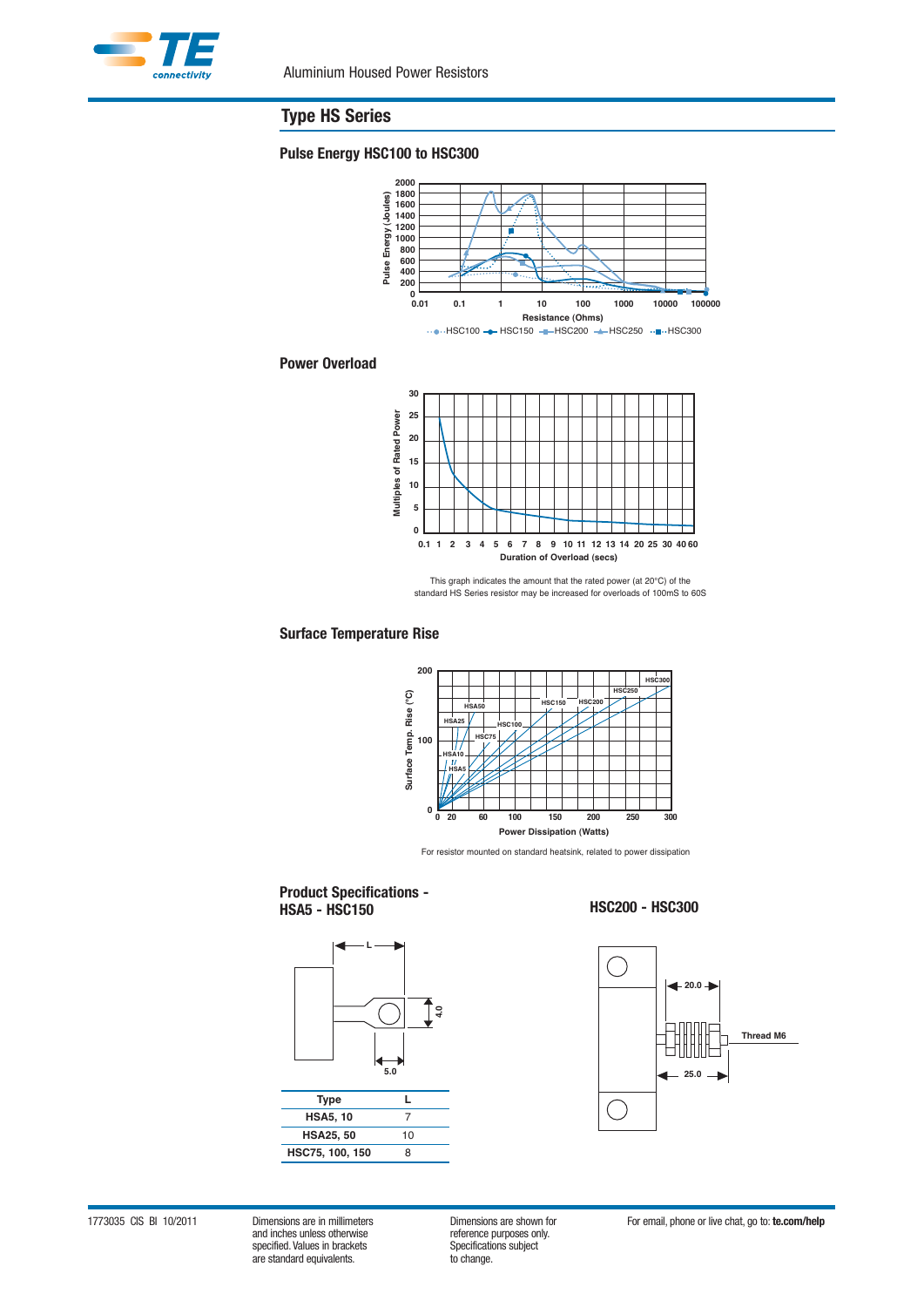## Type HS Series

### Pulse Energy HSC100 to HSC300

### Power Overload

This graph indicates the amount that the rated power (at 20°C) of the standard HS Series resistor may be increased for overloads of 100mS to 60S

### Surface Temperature Rise

For resistor mounted on standard heatsink, related to power dissipation

### Product Specifications - HSA5 - HSC150

| Type | L |
|---|---|
| HSA5, 10 | 7 |
| HSA25, 50 | 10 |
| HSC75, 100, 150 | 8 |

### HSC200 - HSC300

Thread M6

1773035 CIS BI 10/2011

Dimensions are in millimeters and inches unless otherwise specified. Values in brackets are standard equivalents.

Dimensions are shown for reference purposes only. Specifications subject to change.

For email, phone or live chat, go to: **te.com/help**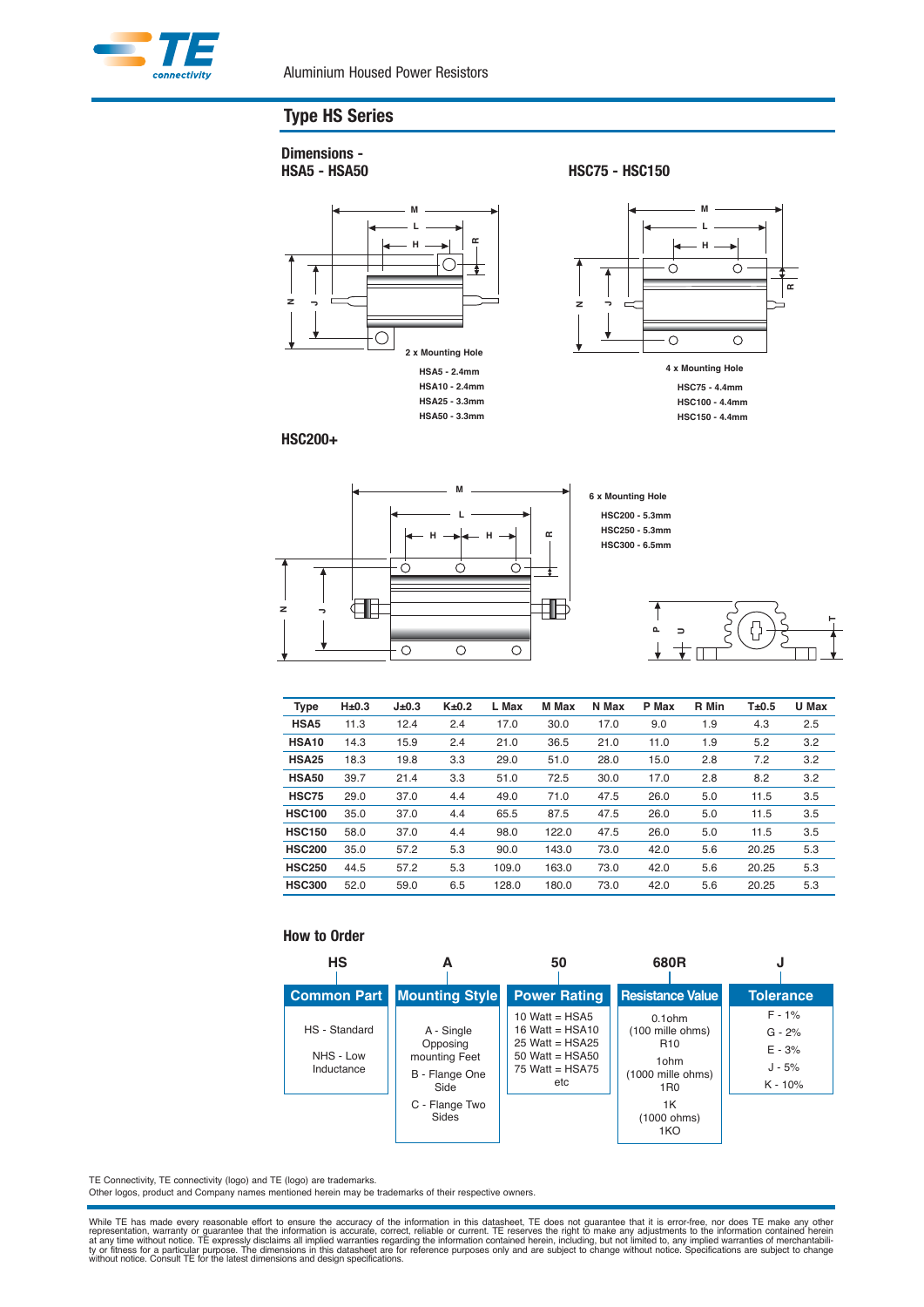Aluminium Housed Power Resistors

## Type HS Series

### Dimensions - HSA5 - HSA50

2 x Mounting Hole

HSA5 - 2.4mm
HSA10 - 2.4mm
HSA25 - 3.3mm
HSA50 - 3.3mm

### HSC75 - HSC150

4 x Mounting Hole

HSC75 - 4.4mm
HSC100 - 4.4mm
HSC150 - 4.4mm

### HSC200+

6 x Mounting Hole

HSC200 - 5.3mm
HSC250 - 5.3mm
HSC300 - 6.5mm

| Type | H±0.3 | J±0.3 | K±0.2 | L Max | M Max | N Max | P Max | R Min | T±0.5 | U Max |
|---|---|---|---|---|---|---|---|---|---|---|
| **HSA5** | 11.3 | 12.4 | 2.4 | 17.0 | 30.0 | 17.0 | 9.0 | 1.9 | 4.3 | 2.5 |
| **HSA10** | 14.3 | 15.9 | 2.4 | 21.0 | 36.5 | 21.0 | 11.0 | 1.9 | 5.2 | 3.2 |
| **HSA25** | 18.3 | 19.8 | 3.3 | 29.0 | 51.0 | 28.0 | 15.0 | 2.8 | 7.2 | 3.2 |
| **HSA50** | 39.7 | 21.4 | 3.3 | 51.0 | 72.5 | 30.0 | 17.0 | 2.8 | 8.2 | 3.2 |
| **HSC75** | 29.0 | 37.0 | 4.4 | 49.0 | 71.0 | 47.5 | 26.0 | 5.0 | 11.5 | 3.5 |
| **HSC100** | 35.0 | 37.0 | 4.4 | 65.5 | 87.5 | 47.5 | 26.0 | 5.0 | 11.5 | 3.5 |
| **HSC150** | 58.0 | 37.0 | 4.4 | 98.0 | 122.0 | 47.5 | 26.0 | 5.0 | 11.5 | 3.5 |
| **HSC200** | 35.0 | 57.2 | 5.3 | 90.0 | 143.0 | 73.0 | 42.0 | 5.6 | 20.25 | 5.3 |
| **HSC250** | 44.5 | 57.2 | 5.3 | 109.0 | 163.0 | 73.0 | 42.0 | 5.6 | 20.25 | 5.3 |
| **HSC300** | 52.0 | 59.0 | 6.5 | 128.0 | 180.0 | 73.0 | 42.0 | 5.6 | 20.25 | 5.3 |

### How to Order

| HS | A | 50 | 680R | J |
|---|---|---|---|---|
| **Common Part** | **Mounting Style** | **Power Rating** | **Resistance Value** | **Tolerance** |
| HS - Standard<br>NHS - Low Inductance | A - Single Opposing mounting Feet<br>B - Flange One Side<br>C - Flange Two Sides | 10 Watt = HSA5<br>16 Watt = HSA10<br>25 Watt = HSA25<br>50 Watt = HSA50<br>75 Watt = HSA75<br>etc | 0.1ohm (100 mille ohms) R10<br>1ohm (1000 mille ohms) 1R0<br>1K (1000 ohms) 1KO | F - 1%<br>G - 2%<br>E - 3%<br>J - 5%<br>K - 10% |

TE Connectivity, TE connectivity (logo) and TE (logo) are trademarks.
Other logos, product and Company names mentioned herein may be trademarks of their respective owners.

While TE has made every reasonable effort to ensure the accuracy of the information in this datasheet, TE does not guarantee that it is error-free, nor does TE make any other representation, warranty or guarantee that the information is accurate, correct, reliable or current. TE reserves the right to make any adjustments to the information contained herein at any time without notice. TE expressly disclaims all implied warranties regarding the information contained herein, including, but not limited to, any implied warranties of merchantability or fitness for a particular purpose. The dimensions in this datasheet are for reference purposes only and are subject to change without notice. Specifications are subject to change without notice. Consult TE for the latest dimensions and design specifications.